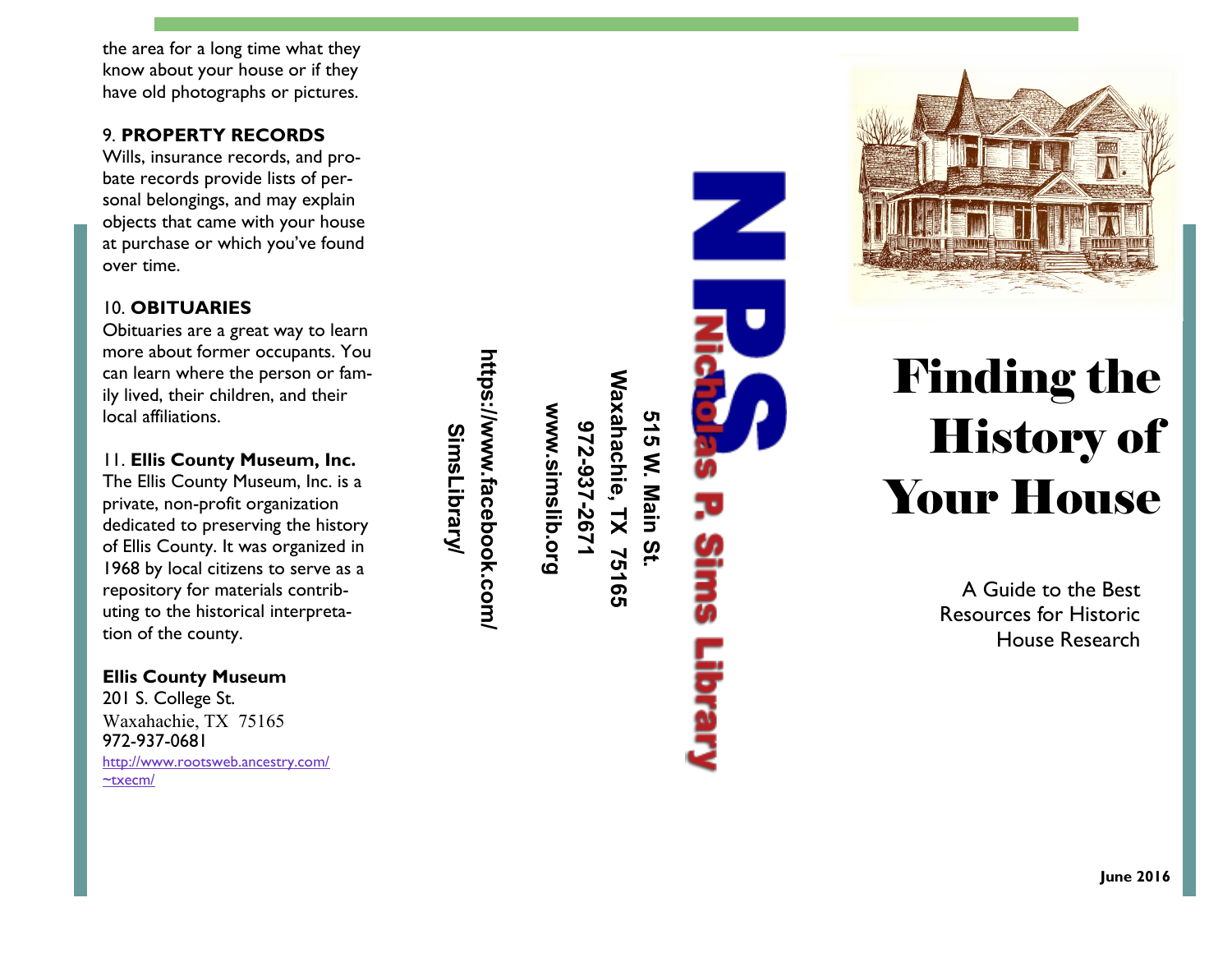the area for a long time what they know about your house or if they have old photographs or pictures.

9. **PROPERTY RECORDS**
Wills, insurance records, and probate records provide lists of personal belongings, and may explain objects that came with your house at purchase or which you've found over time.

10. **OBITUARIES**
Obituaries are a great way to learn more about former occupants. You can learn where the person or family lived, their children, and their local affiliations.

11. **Ellis County Museum, Inc.**
The Ellis County Museum, Inc. is a private, non-profit organization dedicated to preserving the history of Ellis County. It was organized in 1968 by local citizens to serve as a repository for materials contributing to the historical interpretation of the county.

**Ellis County Museum**
201 S. College St.
Waxahachie, TX 75165
972-937-0681
http://www.rootsweb.ancestry.com/~txecm/

**NPS**
**Nicholas P. Sims Library**

**515 W. Main St.**
**Waxahachie, TX 75165**
**972-937-2671**
**www.simslib.org**
**https://www.facebook.com/SimsLibrary/**

# Finding the History of Your House

A Guide to the Best Resources for Historic House Research

**June 2016**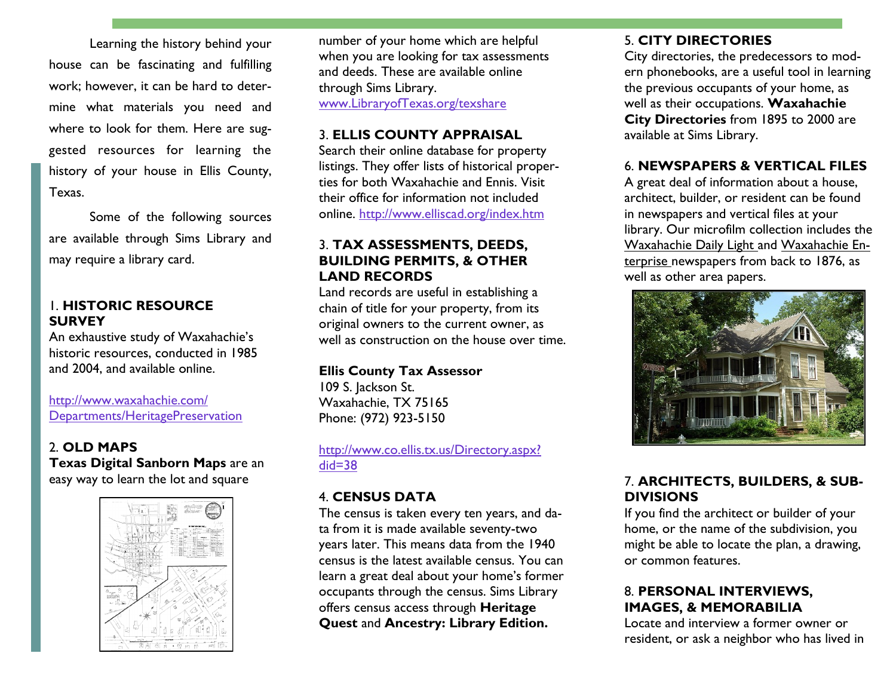Learning the history behind your house can be fascinating and fulfilling work; however, it can be hard to determine what materials you need and where to look for them. Here are suggested resources for learning the history of your house in Ellis County, Texas.

Some of the following sources are available through Sims Library and may require a library card.

### 1. HISTORIC RESOURCE SURVEY

An exhaustive study of Waxahachie's historic resources, conducted in 1985 and 2004, and available online.

http://www.waxahachie.com/Departments/HeritagePreservation

### 2. OLD MAPS

**Texas Digital Sanborn Maps** are an easy way to learn the lot and square number of your home which are helpful when you are looking for tax assessments and deeds. These are available online through Sims Library. www.LibraryofTexas.org/texshare

### 3. ELLIS COUNTY APPRAISAL

Search their online database for property listings. They offer lists of historical properties for both Waxahachie and Ennis. Visit their office for information not included online. http://www.elliscad.org/index.htm

### 3. TAX ASSESSMENTS, DEEDS, BUILDING PERMITS, & OTHER LAND RECORDS

Land records are useful in establishing a chain of title for your property, from its original owners to the current owner, as well as construction on the house over time.

**Ellis County Tax Assessor**
109 S. Jackson St.
Waxahachie, TX 75165
Phone: (972) 923-5150

http://www.co.ellis.tx.us/Directory.aspx?did=38

### 4. CENSUS DATA

The census is taken every ten years, and data from it is made available seventy-two years later. This means data from the 1940 census is the latest available census. You can learn a great deal about your home's former occupants through the census. Sims Library offers census access through **Heritage Quest** and **Ancestry: Library Edition.**

### 5. CITY DIRECTORIES

City directories, the predecessors to modern phonebooks, are a useful tool in learning the previous occupants of your home, as well as their occupations. **Waxahachie City Directories** from 1895 to 2000 are available at Sims Library.

### 6. NEWSPAPERS & VERTICAL FILES

A great deal of information about a house, architect, builder, or resident can be found in newspapers and vertical files at your library. Our microfilm collection includes the Waxahachie Daily Light and Waxahachie Enterprise newspapers from back to 1876, as well as other area papers.

### 7. ARCHITECTS, BUILDERS, & SUBDIVISIONS

If you find the architect or builder of your home, or the name of the subdivision, you might be able to locate the plan, a drawing, or common features.

### 8. PERSONAL INTERVIEWS, IMAGES, & MEMORABILIA

Locate and interview a former owner or resident, or ask a neighbor who has lived in